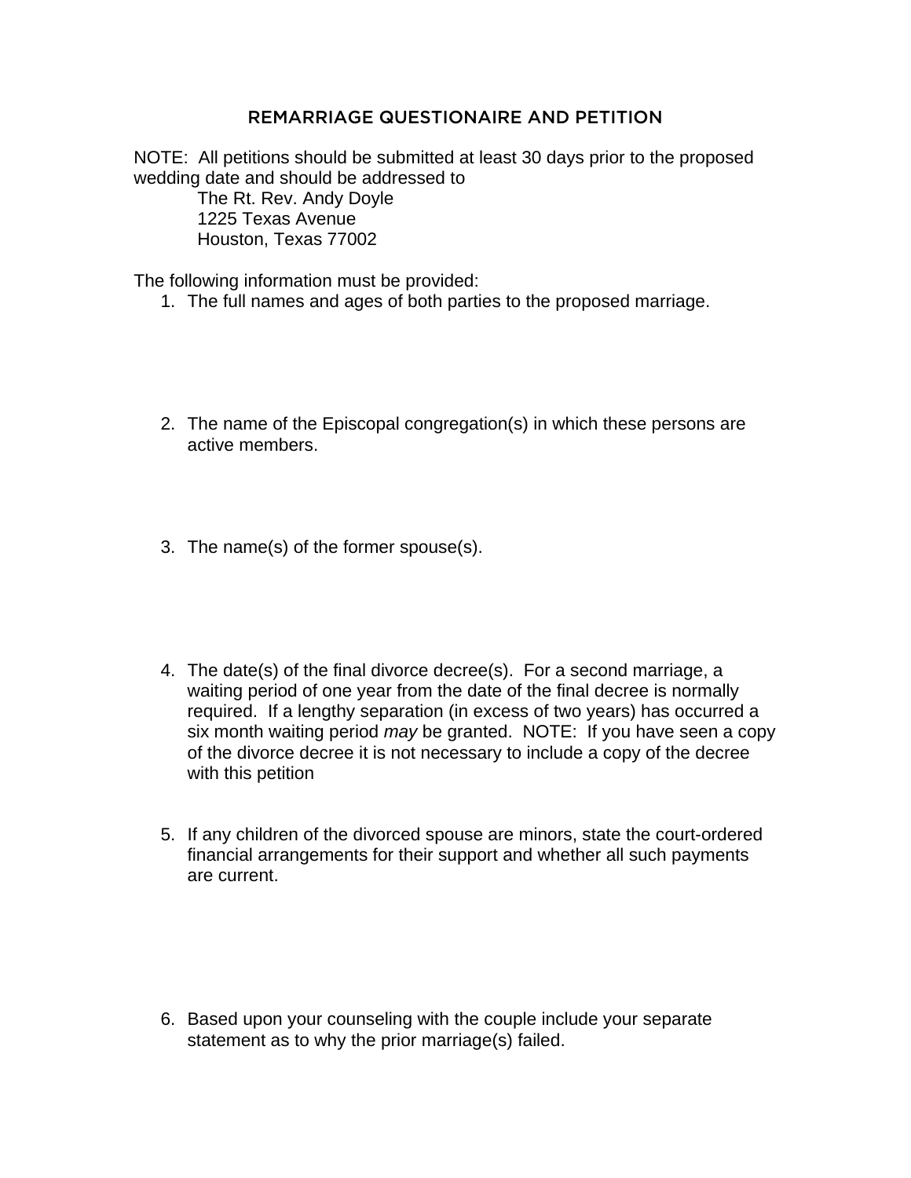# REMARRIAGE QUESTIONAIRE AND PETITION

NOTE: All petitions should be submitted at least 30 days prior to the proposed wedding date and should be addressed to

The Rt. Rev. Andy Doyle
1225 Texas Avenue
Houston, Texas 77002

The following information must be provided:

1. The full names and ages of both parties to the proposed marriage.

2. The name of the Episcopal congregation(s) in which these persons are active members.

3. The name(s) of the former spouse(s).

4. The date(s) of the final divorce decree(s). For a second marriage, a waiting period of one year from the date of the final decree is normally required. If a lengthy separation (in excess of two years) has occurred a six month waiting period *may* be granted. NOTE: If you have seen a copy of the divorce decree it is not necessary to include a copy of the decree with this petition

5. If any children of the divorced spouse are minors, state the court-ordered financial arrangements for their support and whether all such payments are current.

6. Based upon your counseling with the couple include your separate statement as to why the prior marriage(s) failed.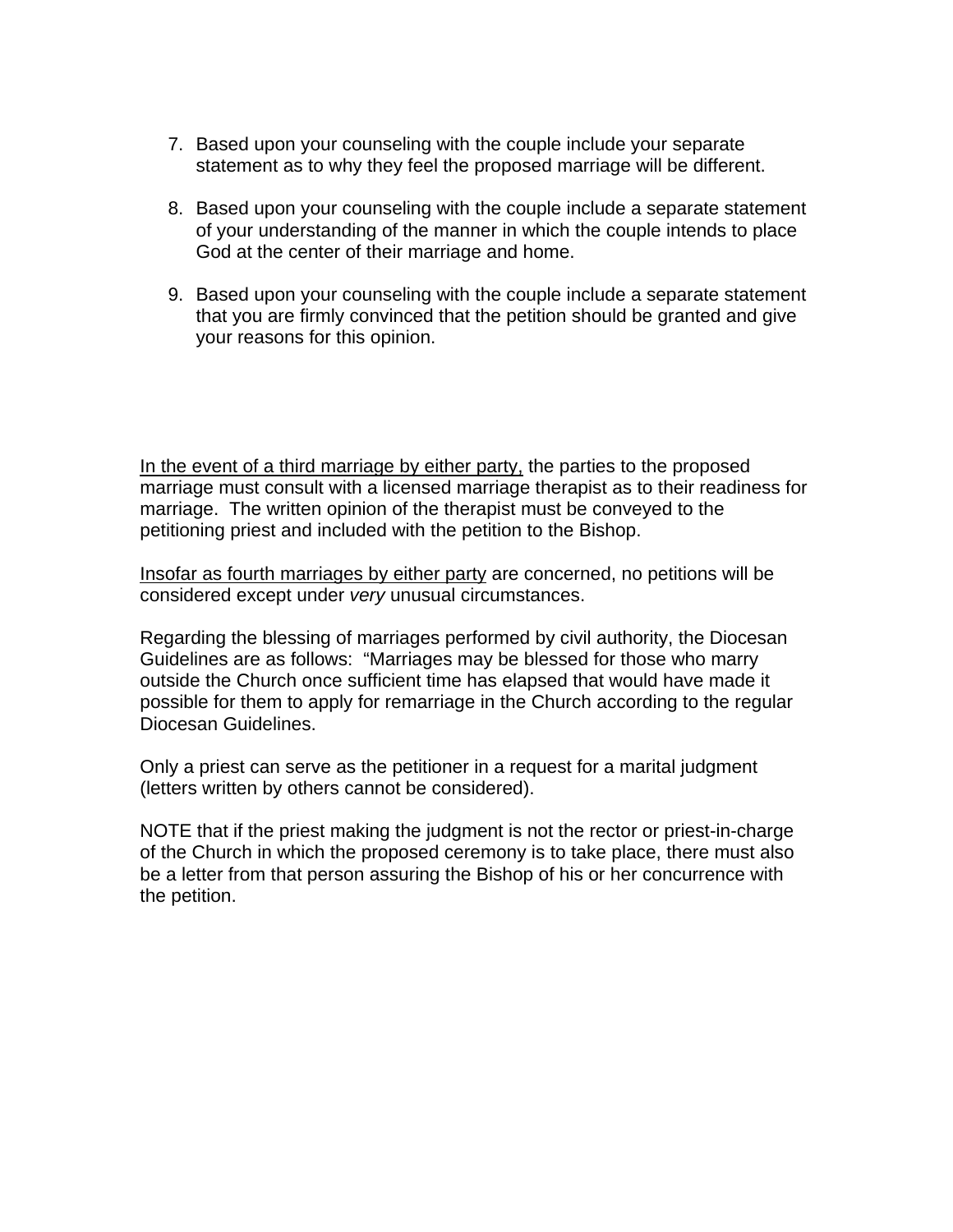7. Based upon your counseling with the couple include your separate statement as to why they feel the proposed marriage will be different.

8. Based upon your counseling with the couple include a separate statement of your understanding of the manner in which the couple intends to place God at the center of their marriage and home.

9. Based upon your counseling with the couple include a separate statement that you are firmly convinced that the petition should be granted and give your reasons for this opinion.

<u>In the event of a third marriage by either party,</u> the parties to the proposed marriage must consult with a licensed marriage therapist as to their readiness for marriage. The written opinion of the therapist must be conveyed to the petitioning priest and included with the petition to the Bishop.

<u>Insofar as fourth marriages by either party</u> are concerned, no petitions will be considered except under *very* unusual circumstances.

Regarding the blessing of marriages performed by civil authority, the Diocesan Guidelines are as follows: "Marriages may be blessed for those who marry outside the Church once sufficient time has elapsed that would have made it possible for them to apply for remarriage in the Church according to the regular Diocesan Guidelines.

Only a priest can serve as the petitioner in a request for a marital judgment (letters written by others cannot be considered).

NOTE that if the priest making the judgment is not the rector or priest-in-charge of the Church in which the proposed ceremony is to take place, there must also be a letter from that person assuring the Bishop of his or her concurrence with the petition.